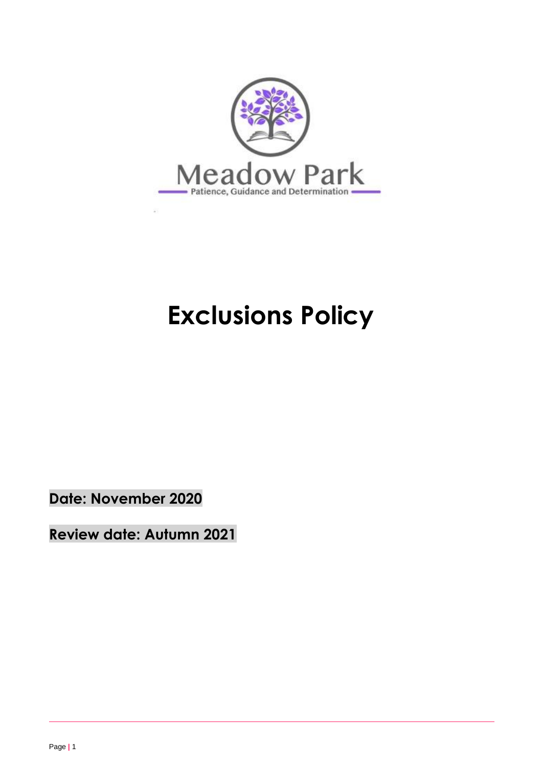Meadow Park

Patience, Guidance and Determination

# Exclusions Policy

**Date: November 2020**

**Review date: Autumn 2021**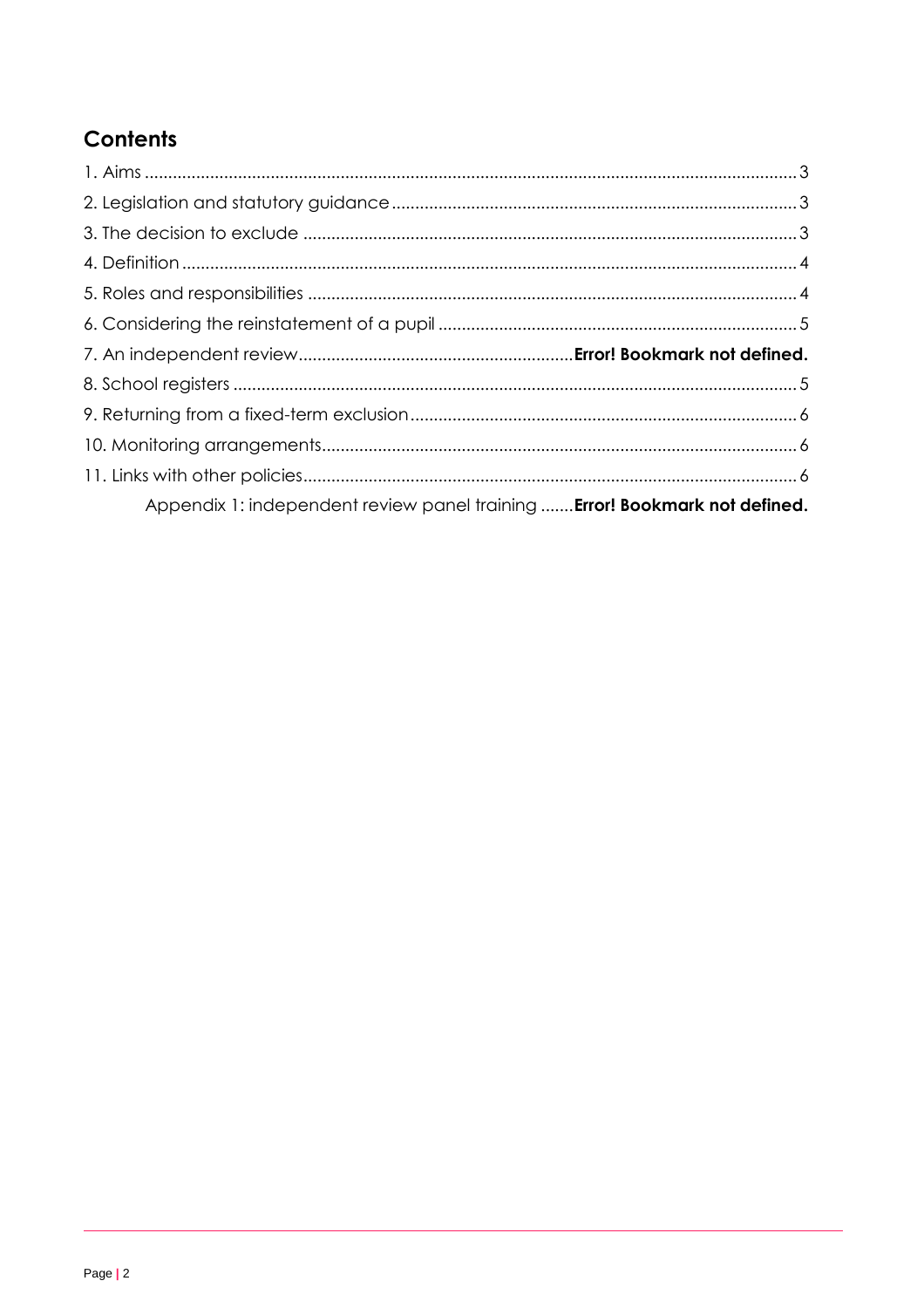## Contents

1. Aims .......................................................................................................................................... 3
2. Legislation and statutory guidance ...................................................................................... 3
3. The decision to exclude ......................................................................................................... 3
4. Definition .................................................................................................................................. 4
5. Roles and responsibilities ........................................................................................................ 4
6. Considering the reinstatement of a pupil ............................................................................ 5
7. An independent review.......................................................... **Error! Bookmark not defined.**
8. School registers ........................................................................................................................ 5
9. Returning from a fixed-term exclusion .................................................................................. 6
10. Monitoring arrangements ..................................................................................................... 6
11. Links with other policies ......................................................................................................... 6

Appendix 1: independent review panel training ....... **Error! Bookmark not defined.**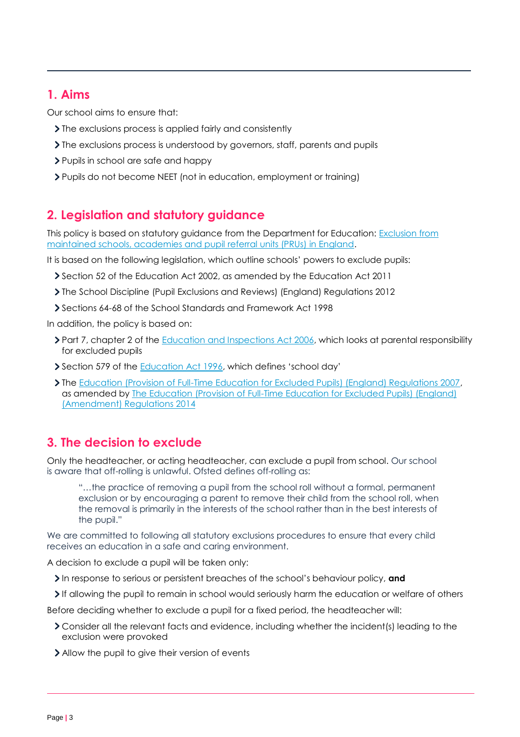## 1. Aims

Our school aims to ensure that:

- The exclusions process is applied fairly and consistently
- The exclusions process is understood by governors, staff, parents and pupils
- Pupils in school are safe and happy
- Pupils do not become NEET (not in education, employment or training)

## 2. Legislation and statutory guidance

This policy is based on statutory guidance from the Department for Education: [Exclusion from maintained schools, academies and pupil referral units (PRUs) in England](#).

It is based on the following legislation, which outline schools' powers to exclude pupils:

- Section 52 of the Education Act 2002, as amended by the Education Act 2011
- The School Discipline (Pupil Exclusions and Reviews) (England) Regulations 2012
- Sections 64-68 of the School Standards and Framework Act 1998

In addition, the policy is based on:

- Part 7, chapter 2 of the [Education and Inspections Act 2006](#), which looks at parental responsibility for excluded pupils
- Section 579 of the [Education Act 1996](#), which defines 'school day'
- The [Education (Provision of Full-Time Education for Excluded Pupils) (England) Regulations 2007](#), as amended by [The Education (Provision of Full-Time Education for Excluded Pupils) (England) (Amendment) Regulations 2014](#)

## 3. The decision to exclude

Only the headteacher, or acting headteacher, can exclude a pupil from school. Our school is aware that off-rolling is unlawful. Ofsted defines off-rolling as:

> "…the practice of removing a pupil from the school roll without a formal, permanent exclusion or by encouraging a parent to remove their child from the school roll, when the removal is primarily in the interests of the school rather than in the best interests of the pupil."

We are committed to following all statutory exclusions procedures to ensure that every child receives an education in a safe and caring environment.

A decision to exclude a pupil will be taken only:

- In response to serious or persistent breaches of the school's behaviour policy, **and**
- If allowing the pupil to remain in school would seriously harm the education or welfare of others

Before deciding whether to exclude a pupil for a fixed period, the headteacher will:

- Consider all the relevant facts and evidence, including whether the incident(s) leading to the exclusion were provoked
- Allow the pupil to give their version of events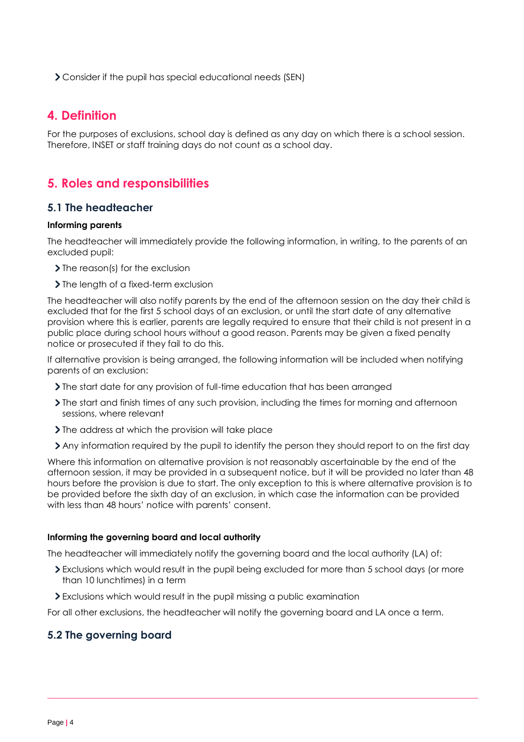- Consider if the pupil has special educational needs (SEN)

## 4. Definition

For the purposes of exclusions, school day is defined as any day on which there is a school session. Therefore, INSET or staff training days do not count as a school day.

## 5. Roles and responsibilities

### 5.1 The headteacher

**Informing parents**

The headteacher will immediately provide the following information, in writing, to the parents of an excluded pupil:

- The reason(s) for the exclusion
- The length of a fixed-term exclusion

The headteacher will also notify parents by the end of the afternoon session on the day their child is excluded that for the first 5 school days of an exclusion, or until the start date of any alternative provision where this is earlier, parents are legally required to ensure that their child is not present in a public place during school hours without a good reason. Parents may be given a fixed penalty notice or prosecuted if they fail to do this.

If alternative provision is being arranged, the following information will be included when notifying parents of an exclusion:

- The start date for any provision of full-time education that has been arranged
- The start and finish times of any such provision, including the times for morning and afternoon sessions, where relevant
- The address at which the provision will take place
- Any information required by the pupil to identify the person they should report to on the first day

Where this information on alternative provision is not reasonably ascertainable by the end of the afternoon session, it may be provided in a subsequent notice, but it will be provided no later than 48 hours before the provision is due to start. The only exception to this is where alternative provision is to be provided before the sixth day of an exclusion, in which case the information can be provided with less than 48 hours' notice with parents' consent.

**Informing the governing board and local authority**

The headteacher will immediately notify the governing board and the local authority (LA) of:

- Exclusions which would result in the pupil being excluded for more than 5 school days (or more than 10 lunchtimes) in a term
- Exclusions which would result in the pupil missing a public examination

For all other exclusions, the headteacher will notify the governing board and LA once a term.

### 5.2 The governing board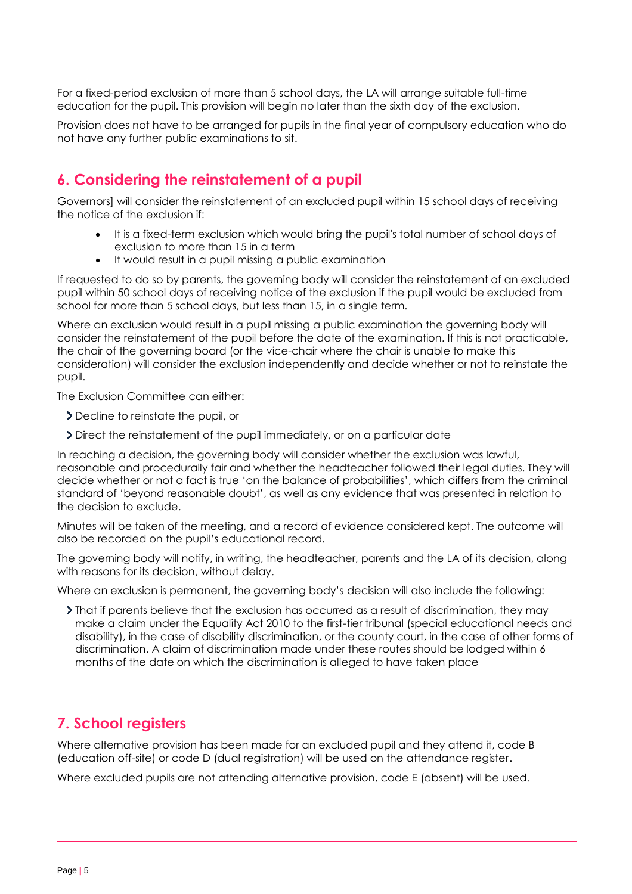For a fixed-period exclusion of more than 5 school days, the LA will arrange suitable full-time education for the pupil. This provision will begin no later than the sixth day of the exclusion.

Provision does not have to be arranged for pupils in the final year of compulsory education who do not have any further public examinations to sit.

## 6. Considering the reinstatement of a pupil

Governors] will consider the reinstatement of an excluded pupil within 15 school days of receiving the notice of the exclusion if:

- It is a fixed-term exclusion which would bring the pupil's total number of school days of exclusion to more than 15 in a term
- It would result in a pupil missing a public examination

If requested to do so by parents, the governing body will consider the reinstatement of an excluded pupil within 50 school days of receiving notice of the exclusion if the pupil would be excluded from school for more than 5 school days, but less than 15, in a single term.

Where an exclusion would result in a pupil missing a public examination the governing body will consider the reinstatement of the pupil before the date of the examination. If this is not practicable, the chair of the governing board (or the vice-chair where the chair is unable to make this consideration) will consider the exclusion independently and decide whether or not to reinstate the pupil.

The Exclusion Committee can either:

- Decline to reinstate the pupil, or
- Direct the reinstatement of the pupil immediately, or on a particular date

In reaching a decision, the governing body will consider whether the exclusion was lawful, reasonable and procedurally fair and whether the headteacher followed their legal duties. They will decide whether or not a fact is true 'on the balance of probabilities', which differs from the criminal standard of 'beyond reasonable doubt', as well as any evidence that was presented in relation to the decision to exclude.

Minutes will be taken of the meeting, and a record of evidence considered kept. The outcome will also be recorded on the pupil's educational record.

The governing body will notify, in writing, the headteacher, parents and the LA of its decision, along with reasons for its decision, without delay.

Where an exclusion is permanent, the governing body's decision will also include the following:

- That if parents believe that the exclusion has occurred as a result of discrimination, they may make a claim under the Equality Act 2010 to the first-tier tribunal (special educational needs and disability), in the case of disability discrimination, or the county court, in the case of other forms of discrimination. A claim of discrimination made under these routes should be lodged within 6 months of the date on which the discrimination is alleged to have taken place

## 7. School registers

Where alternative provision has been made for an excluded pupil and they attend it, code B (education off-site) or code D (dual registration) will be used on the attendance register.

Where excluded pupils are not attending alternative provision, code E (absent) will be used.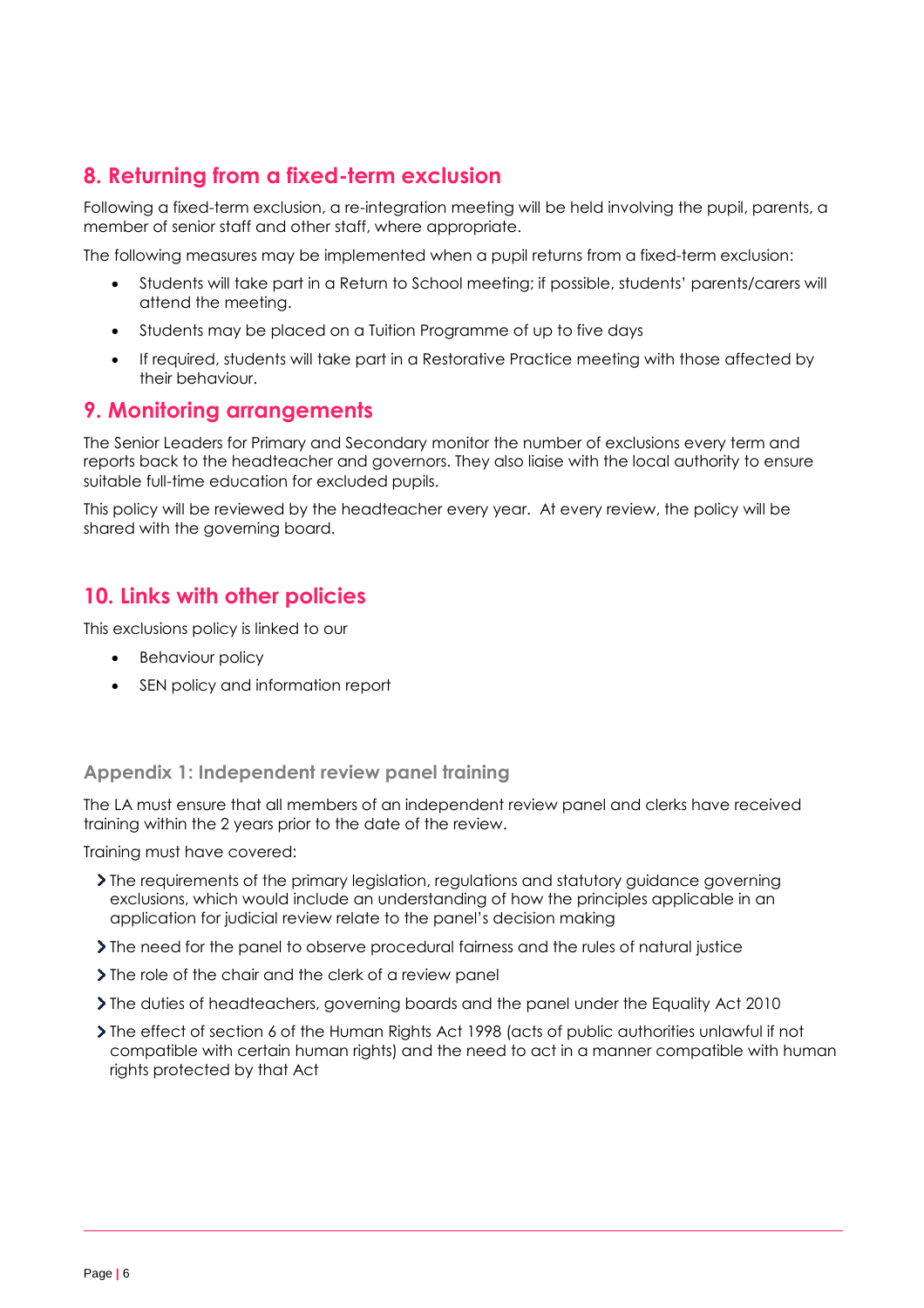## 8. Returning from a fixed-term exclusion

Following a fixed-term exclusion, a re-integration meeting will be held involving the pupil, parents, a member of senior staff and other staff, where appropriate.

The following measures may be implemented when a pupil returns from a fixed-term exclusion:

- Students will take part in a Return to School meeting; if possible, students' parents/carers will attend the meeting.
- Students may be placed on a Tuition Programme of up to five days
- If required, students will take part in a Restorative Practice meeting with those affected by their behaviour.

## 9. Monitoring arrangements

The Senior Leaders for Primary and Secondary monitor the number of exclusions every term and reports back to the headteacher and governors. They also liaise with the local authority to ensure suitable full-time education for excluded pupils.

This policy will be reviewed by the headteacher every year. At every review, the policy will be shared with the governing board.

## 10. Links with other policies

This exclusions policy is linked to our

- Behaviour policy
- SEN policy and information report

### Appendix 1: Independent review panel training

The LA must ensure that all members of an independent review panel and clerks have received training within the 2 years prior to the date of the review.

Training must have covered:

- The requirements of the primary legislation, regulations and statutory guidance governing exclusions, which would include an understanding of how the principles applicable in an application for judicial review relate to the panel's decision making
- The need for the panel to observe procedural fairness and the rules of natural justice
- The role of the chair and the clerk of a review panel
- The duties of headteachers, governing boards and the panel under the Equality Act 2010
- The effect of section 6 of the Human Rights Act 1998 (acts of public authorities unlawful if not compatible with certain human rights) and the need to act in a manner compatible with human rights protected by that Act